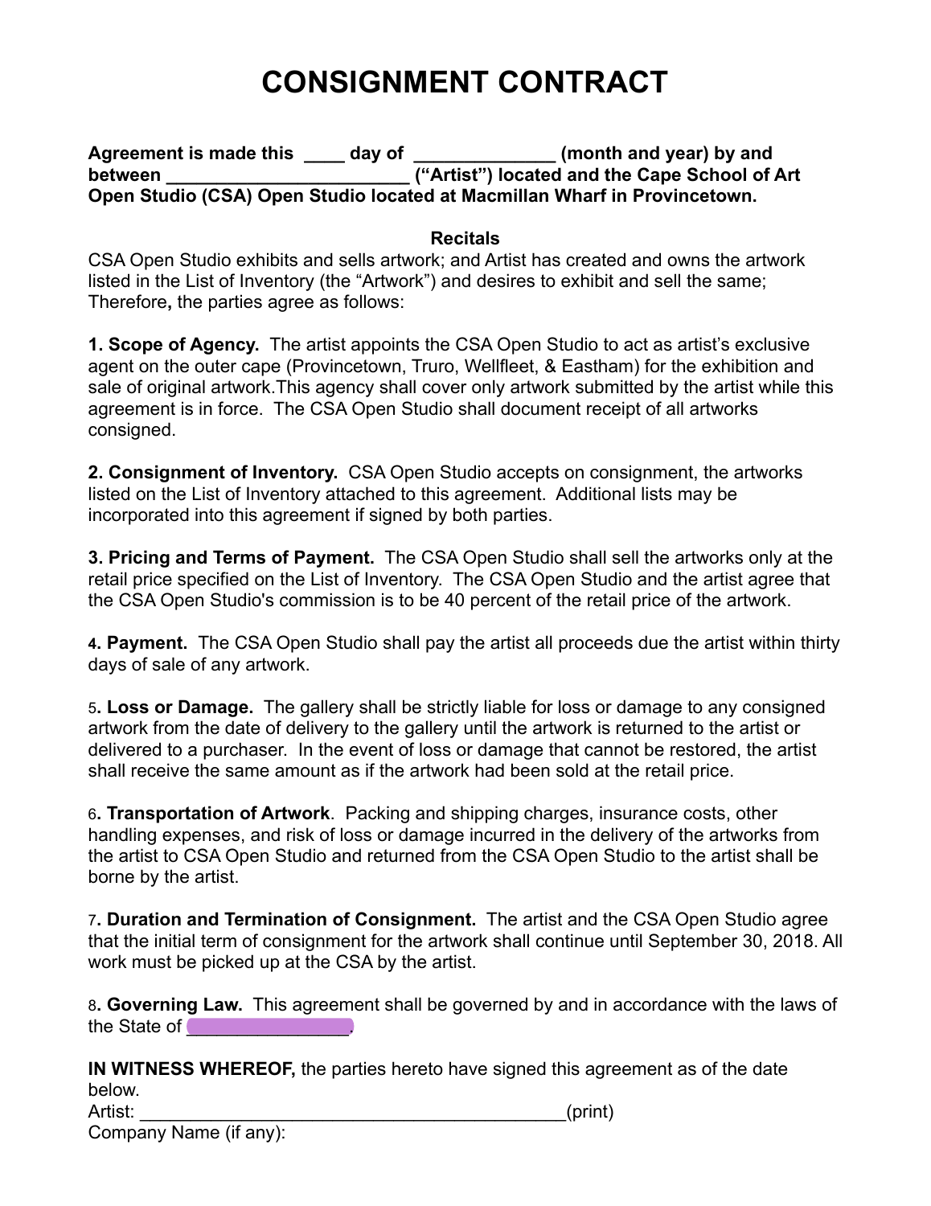# CONSIGNMENT CONTRACT

**Agreement is made this ____ day of ______________ (month and year) by and between ________________________ ("Artist") located and the Cape School of Art Open Studio (CSA) Open Studio located at Macmillan Wharf in Provincetown.**

**Recitals**

CSA Open Studio exhibits and sells artwork; and Artist has created and owns the artwork listed in the List of Inventory (the "Artwork") and desires to exhibit and sell the same; Therefore**,** the parties agree as follows:

**1. Scope of Agency.** The artist appoints the CSA Open Studio to act as artist's exclusive agent on the outer cape (Provincetown, Truro, Wellfleet, & Eastham) for the exhibition and sale of original artwork.This agency shall cover only artwork submitted by the artist while this agreement is in force. The CSA Open Studio shall document receipt of all artworks consigned.

**2. Consignment of Inventory.** CSA Open Studio accepts on consignment, the artworks listed on the List of Inventory attached to this agreement. Additional lists may be incorporated into this agreement if signed by both parties.

**3. Pricing and Terms of Payment.** The CSA Open Studio shall sell the artworks only at the retail price specified on the List of Inventory. The CSA Open Studio and the artist agree that the CSA Open Studio's commission is to be 40 percent of the retail price of the artwork.

**4. Payment.** The CSA Open Studio shall pay the artist all proceeds due the artist within thirty days of sale of any artwork.

5**. Loss or Damage.** The gallery shall be strictly liable for loss or damage to any consigned artwork from the date of delivery to the gallery until the artwork is returned to the artist or delivered to a purchaser. In the event of loss or damage that cannot be restored, the artist shall receive the same amount as if the artwork had been sold at the retail price.

6**. Transportation of Artwork**. Packing and shipping charges, insurance costs, other handling expenses, and risk of loss or damage incurred in the delivery of the artworks from the artist to CSA Open Studio and returned from the CSA Open Studio to the artist shall be borne by the artist.

7**. Duration and Termination of Consignment.** The artist and the CSA Open Studio agree that the initial term of consignment for the artwork shall continue until September 30, 2018. All work must be picked up at the CSA by the artist.

8**. Governing Law.** This agreement shall be governed by and in accordance with the laws of the State of ________________.

**IN WITNESS WHEREOF,** the parties hereto have signed this agreement as of the date below.

Artist: ____________________________________________(print)

Company Name (if any):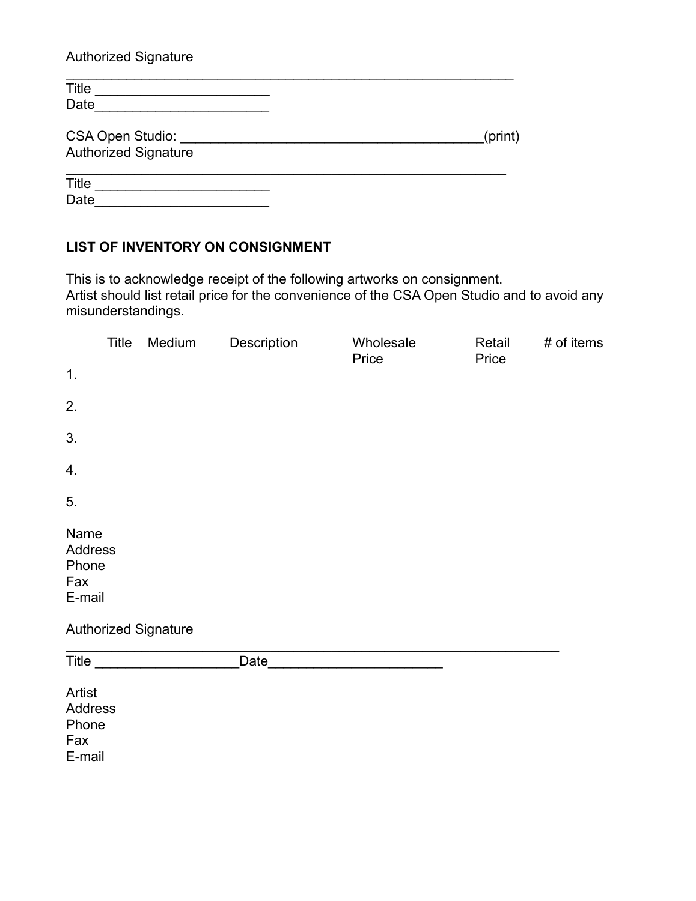Authorized Signature

_______________________________________________________________

Title _______________________

Date_______________________

CSA Open Studio: _________________________________________(print)

Authorized Signature

_______________________________________________________________

Title _______________________

Date_______________________

**LIST OF INVENTORY ON CONSIGNMENT**

This is to acknowledge receipt of the following artworks on consignment.
Artist should list retail price for the convenience of the CSA Open Studio and to avoid any misunderstandings.

| | Title | Medium | Description | Wholesale Price | Retail Price | # of items |
|---|---|---|---|---|---|---|
| 1. | | | | | | |
| 2. | | | | | | |
| 3. | | | | | | |
| 4. | | | | | | |
| 5. | | | | | | |

Name
Address
Phone
Fax
E-mail

Authorized Signature

_____________________________________________________________________

Title ___________________Date_______________________

Artist
Address
Phone
Fax
E-mail